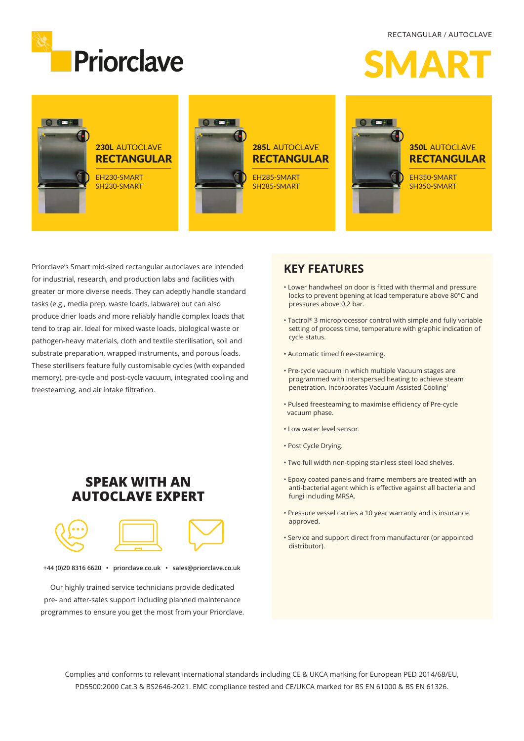RECTANGULAR / AUTOCLAVE

Priorclave

# SMART

**230L** AUTOCLAVE
**RECTANGULAR**

EH230-SMART
SH230-SMART

**285L** AUTOCLAVE
**RECTANGULAR**

EH285-SMART
SH285-SMART

**350L** AUTOCLAVE
**RECTANGULAR**

EH350-SMART
SH350-SMART

Priorclave's Smart mid-sized rectangular autoclaves are intended for industrial, research, and production labs and facilities with greater or more diverse needs. They can adeptly handle standard tasks (e.g., media prep, waste loads, labware) but can also produce drier loads and more reliably handle complex loads that tend to trap air. Ideal for mixed waste loads, biological waste or pathogen-heavy materials, cloth and textile sterilisation, soil and substrate preparation, wrapped instruments, and porous loads. These sterilisers feature fully customisable cycles (with expanded memory), pre-cycle and post-cycle vacuum, integrated cooling and freesteaming, and air intake filtration.

## KEY FEATURES

- Lower handwheel on door is fitted with thermal and pressure locks to prevent opening at load temperature above 80°C and pressures above 0.2 bar.
- Tactrol® 3 microprocessor control with simple and fully variable setting of process time, temperature with graphic indication of cycle status.
- Automatic timed free-steaming.
- Pre-cycle vacuum in which multiple Vacuum stages are programmed with interspersed heating to achieve steam penetration. Incorporates Vacuum Assisted Cooling[1]
- Pulsed freesteaming to maximise efficiency of Pre-cycle vacuum phase.
- Low water level sensor.
- Post Cycle Drying.
- Two full width non-tipping stainless steel load shelves.
- Epoxy coated panels and frame members are treated with an anti-bacterial agent which is effective against all bacteria and fungi including MRSA.
- Pressure vessel carries a 10 year warranty and is insurance approved.
- Service and support direct from manufacturer (or appointed distributor).

## SPEAK WITH AN AUTOCLAVE EXPERT

**+44 (0)20 8316 6620 • priorclave.co.uk • sales@priorclave.co.uk**

Our highly trained service technicians provide dedicated pre- and after-sales support including planned maintenance programmes to ensure you get the most from your Priorclave.

Complies and conforms to relevant international standards including CE & UKCA marking for European PED 2014/68/EU, PD5500:2000 Cat.3 & BS2646-2021. EMC compliance tested and CE/UKCA marked for BS EN 61000 & BS EN 61326.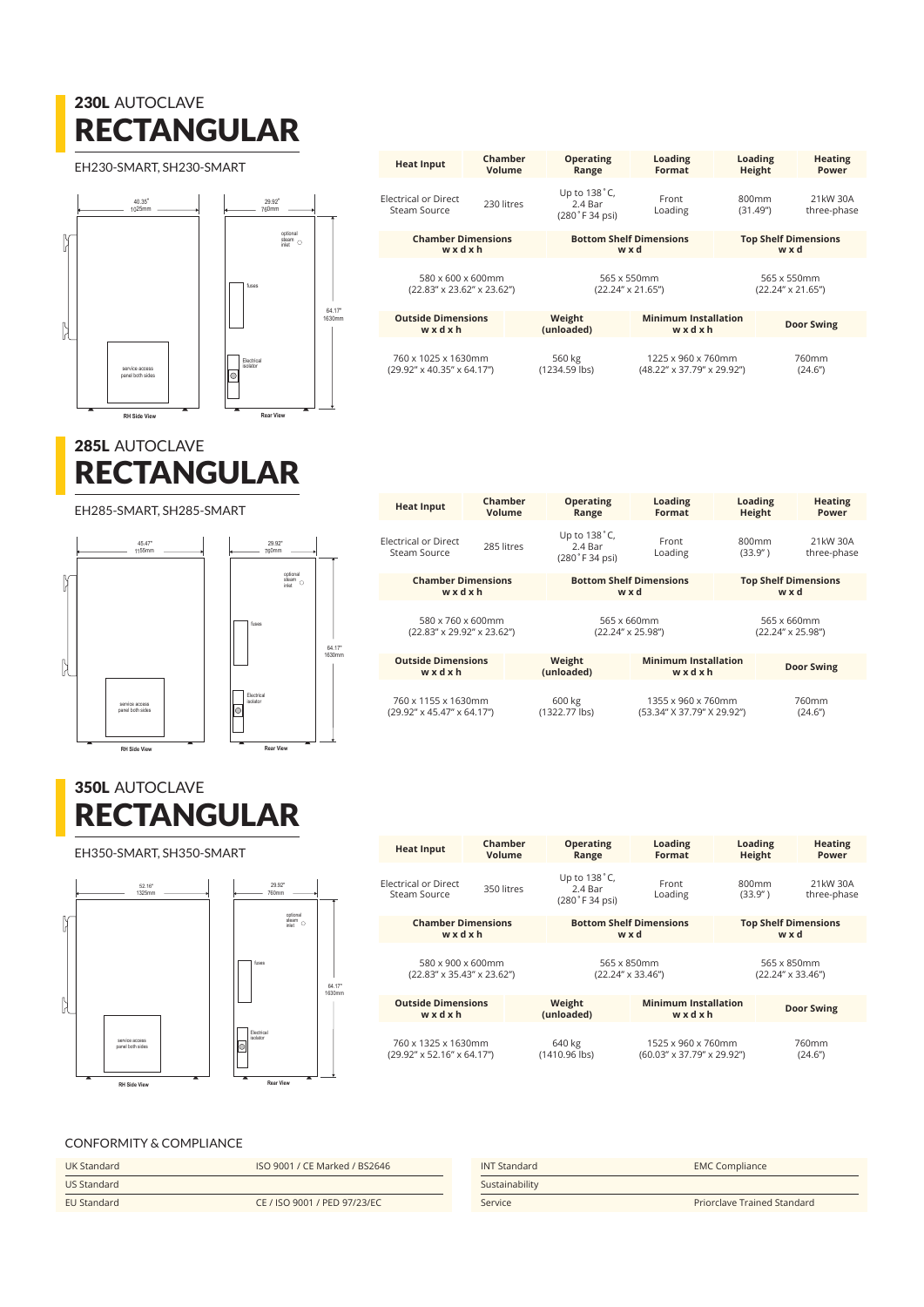## 230L AUTOCLAVE RECTANGULAR

EH230-SMART, SH230-SMART

40.35"
1025mm

29.92"
760mm

optional steam inlet

fuses

64.17"
1630mm

service access panel both sides

Electrical isolator

RH Side View

Rear View

| Heat Input | Chamber Volume | Operating Range | Loading Format | Loading Height | Heating Power |
|---|---|---|---|---|---|
| Electrical or Direct Steam Source | 230 litres | Up to 138˚C, 2.4 Bar (280˚F 34 psi) | Front Loading | 800mm (31.49") | 21kW 30A three-phase |

| Chamber Dimensions w x d x h | Bottom Shelf Dimensions w x d | Top Shelf Dimensions w x d |
|---|---|---|
| 580 x 600 x 600mm (22.83" x 23.62" x 23.62") | 565 x 550mm (22.24" x 21.65") | 565 x 550mm (22.24" x 21.65") |

| Outside Dimensions w x d x h | Weight (unloaded) | Minimum Installation w x d x h | Door Swing |
|---|---|---|---|
| 760 x 1025 x 1630mm (29.92" x 40.35" x 64.17") | 560 kg (1234.59 lbs) | 1225 x 960 x 760mm (48.22" x 37.79" x 29.92") | 760mm (24.6") |

## 285L AUTOCLAVE RECTANGULAR

EH285-SMART, SH285-SMART

45.47"
1155mm

29.92"
760mm

optional steam inlet

fuses

64.17"
1630mm

service access panel both sides

Electrical isolator

RH Side View

Rear View

| Heat Input | Chamber Volume | Operating Range | Loading Format | Loading Height | Heating Power |
|---|---|---|---|---|---|
| Electrical or Direct Steam Source | 285 litres | Up to 138˚C, 2.4 Bar (280˚F 34 psi) | Front Loading | 800mm (33.9" ) | 21kW 30A three-phase |

| Chamber Dimensions w x d x h | Bottom Shelf Dimensions w x d | Top Shelf Dimensions w x d |
|---|---|---|
| 580 x 760 x 600mm (22.83" x 29.92" x 23.62") | 565 x 660mm (22.24" x 25.98") | 565 x 660mm (22.24" x 25.98") |

| Outside Dimensions w x d x h | Weight (unloaded) | Minimum Installation w x d x h | Door Swing |
|---|---|---|---|
| 760 x 1155 x 1630mm (29.92" x 45.47" x 64.17") | 600 kg (1322.77 lbs) | 1355 x 960 x 760mm (53.34" X 37.79" X 29.92") | 760mm (24.6") |

## 350L AUTOCLAVE RECTANGULAR

EH350-SMART, SH350-SMART

52.16"
1325mm

29.92"
760mm

optional steam inlet

fuses

64.17"
1630mm

service access panel both sides

Electrical isolator

RH Side View

Rear View

| Heat Input | Chamber Volume | Operating Range | Loading Format | Loading Height | Heating Power |
|---|---|---|---|---|---|
| Electrical or Direct Steam Source | 350 litres | Up to 138˚C, 2.4 Bar (280˚F 34 psi) | Front Loading | 800mm (33.9" ) | 21kW 30A three-phase |

| Chamber Dimensions w x d x h | Bottom Shelf Dimensions w x d | Top Shelf Dimensions w x d |
|---|---|---|
| 580 x 900 x 600mm (22.83" x 35.43" x 23.62") | 565 x 850mm (22.24" x 33.46") | 565 x 850mm (22.24" x 33.46") |

| Outside Dimensions w x d x h | Weight (unloaded) | Minimum Installation w x d x h | Door Swing |
|---|---|---|---|
| 760 x 1325 x 1630mm (29.92" x 52.16" x 64.17") | 640 kg (1410.96 lbs) | 1525 x 960 x 760mm (60.03" x 37.79" x 29.92") | 760mm (24.6") |

### CONFORMITY & COMPLIANCE

| | | | |
|---|---|---|---|
| UK Standard | ISO 9001 / CE Marked / BS2646 | INT Standard | EMC Compliance |
| US Standard | | Sustainability | |
| EU Standard | CE / ISO 9001 / PED 97/23/EC | Service | Priorclave Trained Standard |